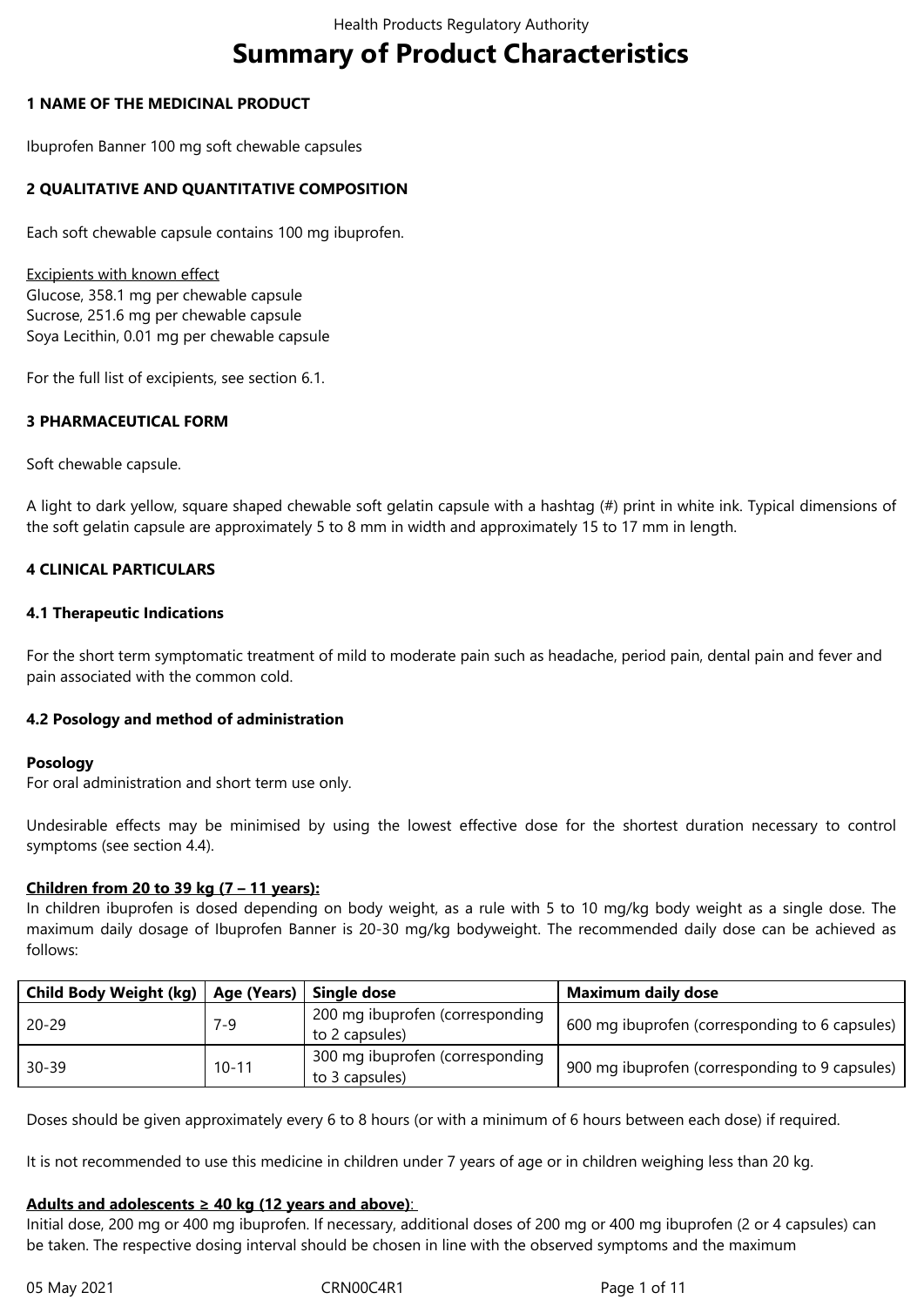# Summary of Product Characteristics

## 1 NAME OF THE MEDICINAL PRODUCT

Ibuprofen Banner 100 mg soft chewable capsules

## 2 QUALITATIVE AND QUANTITATIVE COMPOSITION

Each soft chewable capsule contains 100 mg ibuprofen.

Excipients with known effect
Glucose, 358.1 mg per chewable capsule
Sucrose, 251.6 mg per chewable capsule
Soya Lecithin, 0.01 mg per chewable capsule

For the full list of excipients, see section 6.1.

## 3 PHARMACEUTICAL FORM

Soft chewable capsule.

A light to dark yellow, square shaped chewable soft gelatin capsule with a hashtag (#) print in white ink. Typical dimensions of the soft gelatin capsule are approximately 5 to 8 mm in width and approximately 15 to 17 mm in length.

## 4 CLINICAL PARTICULARS

### 4.1 Therapeutic Indications

For the short term symptomatic treatment of mild to moderate pain such as headache, period pain, dental pain and fever and pain associated with the common cold.

### 4.2 Posology and method of administration

**Posology**
For oral administration and short term use only.

Undesirable effects may be minimised by using the lowest effective dose for the shortest duration necessary to control symptoms (see section 4.4).

**Children from 20 to 39 kg (7 – 11 years):**
In children ibuprofen is dosed depending on body weight, as a rule with 5 to 10 mg/kg body weight as a single dose. The maximum daily dosage of Ibuprofen Banner is 20-30 mg/kg bodyweight. The recommended daily dose can be achieved as follows:

| Child Body Weight (kg) | Age (Years) | Single dose | Maximum daily dose |
|---|---|---|---|
| 20-29 | 7-9 | 200 mg ibuprofen (corresponding to 2 capsules) | 600 mg ibuprofen (corresponding to 6 capsules) |
| 30-39 | 10-11 | 300 mg ibuprofen (corresponding to 3 capsules) | 900 mg ibuprofen (corresponding to 9 capsules) |

Doses should be given approximately every 6 to 8 hours (or with a minimum of 6 hours between each dose) if required.

It is not recommended to use this medicine in children under 7 years of age or in children weighing less than 20 kg.

**Adults and adolescents ≥ 40 kg (12 years and above):**
Initial dose, 200 mg or 400 mg ibuprofen. If necessary, additional doses of 200 mg or 400 mg ibuprofen (2 or 4 capsules) can be taken. The respective dosing interval should be chosen in line with the observed symptoms and the maximum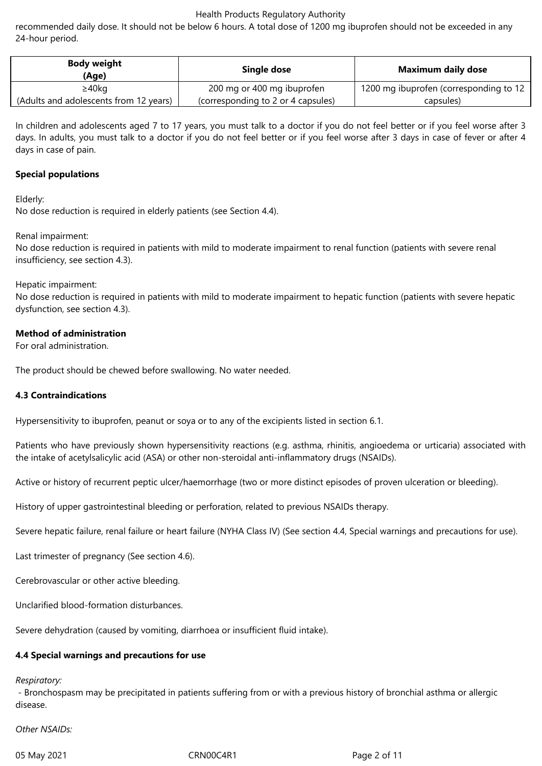recommended daily dose. It should not be below 6 hours. A total dose of 1200 mg ibuprofen should not be exceeded in any 24-hour period.

| Body weight (Age) | Single dose | Maximum daily dose |
|---|---|---|
| ≥40kg (Adults and adolescents from 12 years) | 200 mg or 400 mg ibuprofen (corresponding to 2 or 4 capsules) | 1200 mg ibuprofen (corresponding to 12 capsules) |

In children and adolescents aged 7 to 17 years, you must talk to a doctor if you do not feel better or if you feel worse after 3 days. In adults, you must talk to a doctor if you do not feel better or if you feel worse after 3 days in case of fever or after 4 days in case of pain.

**Special populations**

Elderly:
No dose reduction is required in elderly patients (see Section 4.4).

Renal impairment:
No dose reduction is required in patients with mild to moderate impairment to renal function (patients with severe renal insufficiency, see section 4.3).

Hepatic impairment:
No dose reduction is required in patients with mild to moderate impairment to hepatic function (patients with severe hepatic dysfunction, see section 4.3).

**Method of administration**
For oral administration.

The product should be chewed before swallowing. No water needed.

**4.3 Contraindications**

Hypersensitivity to ibuprofen, peanut or soya or to any of the excipients listed in section 6.1.

Patients who have previously shown hypersensitivity reactions (e.g. asthma, rhinitis, angioedema or urticaria) associated with the intake of acetylsalicylic acid (ASA) or other non-steroidal anti-inflammatory drugs (NSAIDs).

Active or history of recurrent peptic ulcer/haemorrhage (two or more distinct episodes of proven ulceration or bleeding).

History of upper gastrointestinal bleeding or perforation, related to previous NSAIDs therapy.

Severe hepatic failure, renal failure or heart failure (NYHA Class IV) (See section 4.4, Special warnings and precautions for use).

Last trimester of pregnancy (See section 4.6).

Cerebrovascular or other active bleeding.

Unclarified blood-formation disturbances.

Severe dehydration (caused by vomiting, diarrhoea or insufficient fluid intake).

**4.4 Special warnings and precautions for use**

*Respiratory:*
- Bronchospasm may be precipitated in patients suffering from or with a previous history of bronchial asthma or allergic disease.

*Other NSAIDs:*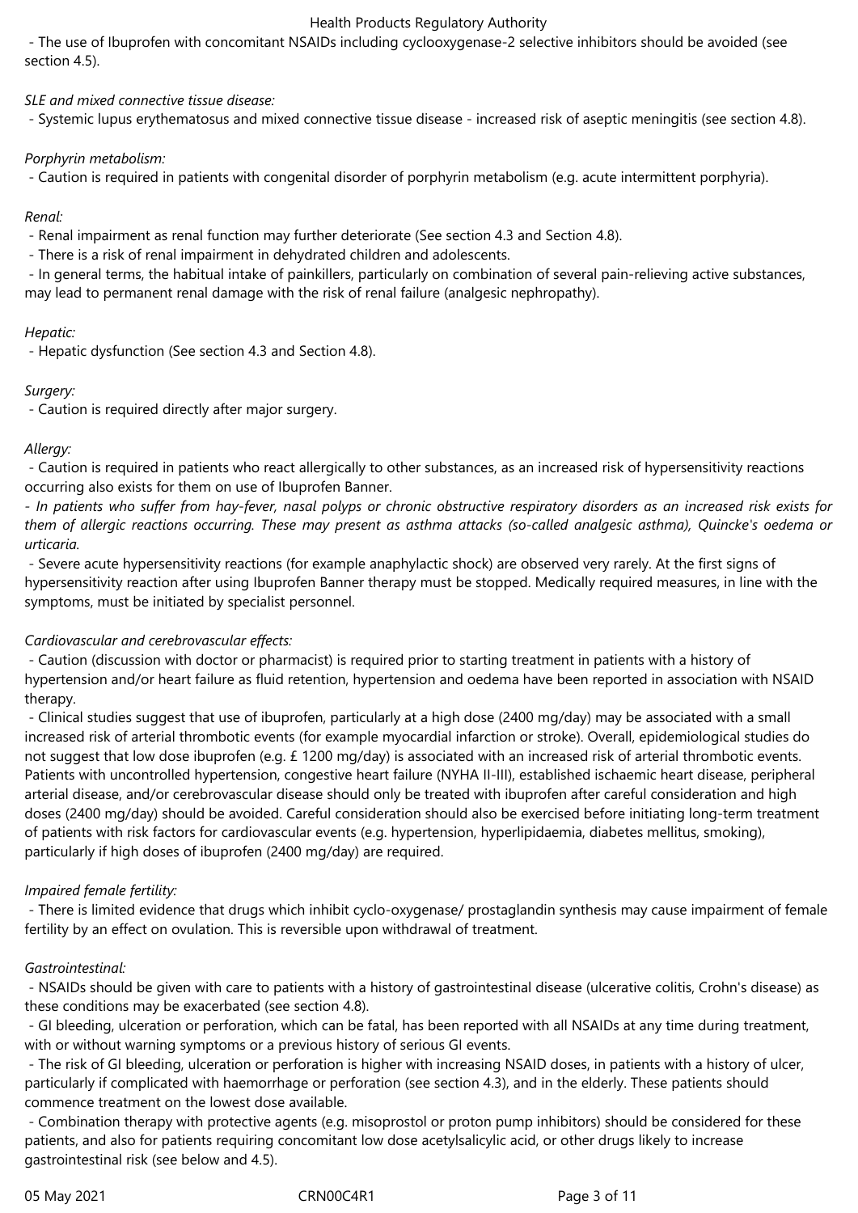- The use of Ibuprofen with concomitant NSAIDs including cyclooxygenase-2 selective inhibitors should be avoided (see section 4.5).

*SLE and mixed connective tissue disease:*

- Systemic lupus erythematosus and mixed connective tissue disease - increased risk of aseptic meningitis (see section 4.8).

*Porphyrin metabolism:*

- Caution is required in patients with congenital disorder of porphyrin metabolism (e.g. acute intermittent porphyria).

*Renal:*

- Renal impairment as renal function may further deteriorate (See section 4.3 and Section 4.8).
- There is a risk of renal impairment in dehydrated children and adolescents.
- In general terms, the habitual intake of painkillers, particularly on combination of several pain-relieving active substances, may lead to permanent renal damage with the risk of renal failure (analgesic nephropathy).

*Hepatic:*

- Hepatic dysfunction (See section 4.3 and Section 4.8).

*Surgery:*

- Caution is required directly after major surgery.

*Allergy:*

- Caution is required in patients who react allergically to other substances, as an increased risk of hypersensitivity reactions occurring also exists for them on use of Ibuprofen Banner.
- *In patients who suffer from hay-fever, nasal polyps or chronic obstructive respiratory disorders as an increased risk exists for them of allergic reactions occurring. These may present as asthma attacks (so-called analgesic asthma), Quincke's oedema or urticaria.*
- Severe acute hypersensitivity reactions (for example anaphylactic shock) are observed very rarely. At the first signs of hypersensitivity reaction after using Ibuprofen Banner therapy must be stopped. Medically required measures, in line with the symptoms, must be initiated by specialist personnel.

*Cardiovascular and cerebrovascular effects:*

- Caution (discussion with doctor or pharmacist) is required prior to starting treatment in patients with a history of hypertension and/or heart failure as fluid retention, hypertension and oedema have been reported in association with NSAID therapy.
- Clinical studies suggest that use of ibuprofen, particularly at a high dose (2400 mg/day) may be associated with a small increased risk of arterial thrombotic events (for example myocardial infarction or stroke). Overall, epidemiological studies do not suggest that low dose ibuprofen (e.g. £ 1200 mg/day) is associated with an increased risk of arterial thrombotic events. Patients with uncontrolled hypertension, congestive heart failure (NYHA II-III), established ischaemic heart disease, peripheral arterial disease, and/or cerebrovascular disease should only be treated with ibuprofen after careful consideration and high doses (2400 mg/day) should be avoided. Careful consideration should also be exercised before initiating long-term treatment of patients with risk factors for cardiovascular events (e.g. hypertension, hyperlipidaemia, diabetes mellitus, smoking), particularly if high doses of ibuprofen (2400 mg/day) are required.

*Impaired female fertility:*

- There is limited evidence that drugs which inhibit cyclo-oxygenase/ prostaglandin synthesis may cause impairment of female fertility by an effect on ovulation. This is reversible upon withdrawal of treatment.

*Gastrointestinal:*

- NSAIDs should be given with care to patients with a history of gastrointestinal disease (ulcerative colitis, Crohn's disease) as these conditions may be exacerbated (see section 4.8).
- GI bleeding, ulceration or perforation, which can be fatal, has been reported with all NSAIDs at any time during treatment, with or without warning symptoms or a previous history of serious GI events.
- The risk of GI bleeding, ulceration or perforation is higher with increasing NSAID doses, in patients with a history of ulcer, particularly if complicated with haemorrhage or perforation (see section 4.3), and in the elderly. These patients should commence treatment on the lowest dose available.
- Combination therapy with protective agents (e.g. misoprostol or proton pump inhibitors) should be considered for these patients, and also for patients requiring concomitant low dose acetylsalicylic acid, or other drugs likely to increase gastrointestinal risk (see below and 4.5).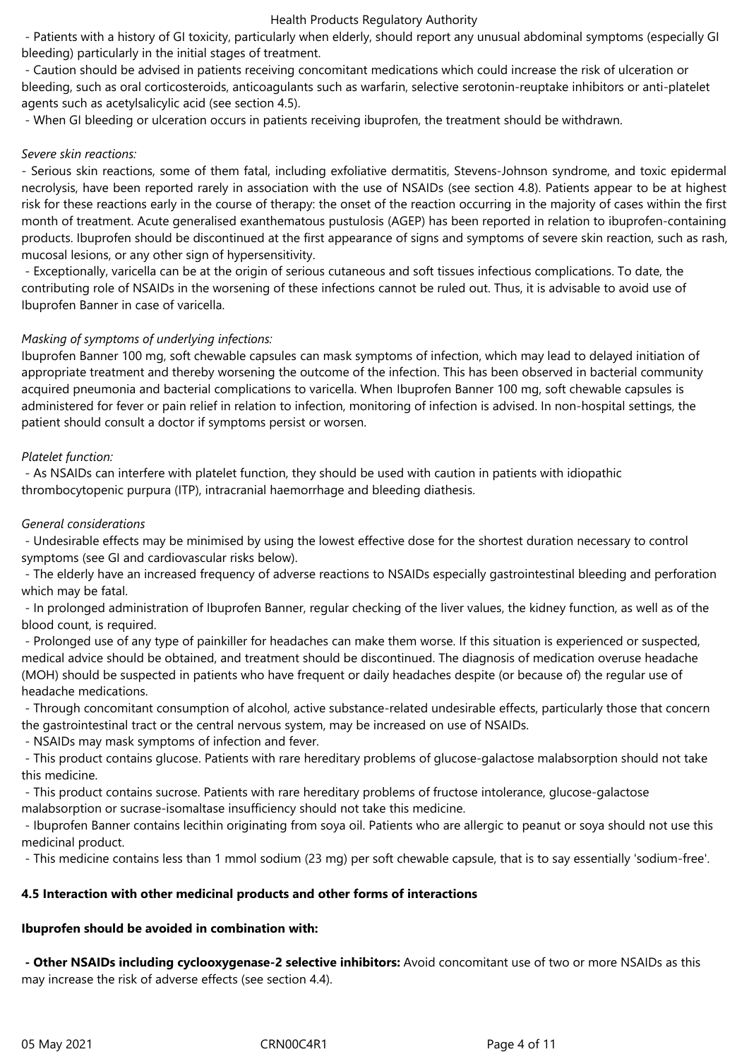- Patients with a history of GI toxicity, particularly when elderly, should report any unusual abdominal symptoms (especially GI bleeding) particularly in the initial stages of treatment.
- Caution should be advised in patients receiving concomitant medications which could increase the risk of ulceration or bleeding, such as oral corticosteroids, anticoagulants such as warfarin, selective serotonin-reuptake inhibitors or anti-platelet agents such as acetylsalicylic acid (see section 4.5).
- When GI bleeding or ulceration occurs in patients receiving ibuprofen, the treatment should be withdrawn.

*Severe skin reactions:*

- Serious skin reactions, some of them fatal, including exfoliative dermatitis, Stevens-Johnson syndrome, and toxic epidermal necrolysis, have been reported rarely in association with the use of NSAIDs (see section 4.8). Patients appear to be at highest risk for these reactions early in the course of therapy: the onset of the reaction occurring in the majority of cases within the first month of treatment. Acute generalised exanthematous pustulosis (AGEP) has been reported in relation to ibuprofen-containing products. Ibuprofen should be discontinued at the first appearance of signs and symptoms of severe skin reaction, such as rash, mucosal lesions, or any other sign of hypersensitivity.
- Exceptionally, varicella can be at the origin of serious cutaneous and soft tissues infectious complications. To date, the contributing role of NSAIDs in the worsening of these infections cannot be ruled out. Thus, it is advisable to avoid use of Ibuprofen Banner in case of varicella.

*Masking of symptoms of underlying infections:*

Ibuprofen Banner 100 mg, soft chewable capsules can mask symptoms of infection, which may lead to delayed initiation of appropriate treatment and thereby worsening the outcome of the infection. This has been observed in bacterial community acquired pneumonia and bacterial complications to varicella. When Ibuprofen Banner 100 mg, soft chewable capsules is administered for fever or pain relief in relation to infection, monitoring of infection is advised. In non-hospital settings, the patient should consult a doctor if symptoms persist or worsen.

*Platelet function:*

- As NSAIDs can interfere with platelet function, they should be used with caution in patients with idiopathic thrombocytopenic purpura (ITP), intracranial haemorrhage and bleeding diathesis.

*General considerations*

- Undesirable effects may be minimised by using the lowest effective dose for the shortest duration necessary to control symptoms (see GI and cardiovascular risks below).
- The elderly have an increased frequency of adverse reactions to NSAIDs especially gastrointestinal bleeding and perforation which may be fatal.
- In prolonged administration of Ibuprofen Banner, regular checking of the liver values, the kidney function, as well as of the blood count, is required.
- Prolonged use of any type of painkiller for headaches can make them worse. If this situation is experienced or suspected, medical advice should be obtained, and treatment should be discontinued. The diagnosis of medication overuse headache (MOH) should be suspected in patients who have frequent or daily headaches despite (or because of) the regular use of headache medications.
- Through concomitant consumption of alcohol, active substance-related undesirable effects, particularly those that concern the gastrointestinal tract or the central nervous system, may be increased on use of NSAIDs.
- NSAIDs may mask symptoms of infection and fever.
- This product contains glucose. Patients with rare hereditary problems of glucose-galactose malabsorption should not take this medicine.
- This product contains sucrose. Patients with rare hereditary problems of fructose intolerance, glucose-galactose malabsorption or sucrase-isomaltase insufficiency should not take this medicine.
- Ibuprofen Banner contains lecithin originating from soya oil. Patients who are allergic to peanut or soya should not use this medicinal product.
- This medicine contains less than 1 mmol sodium (23 mg) per soft chewable capsule, that is to say essentially 'sodium-free'.

**4.5 Interaction with other medicinal products and other forms of interactions**

**Ibuprofen should be avoided in combination with:**

**- Other NSAIDs including cyclooxygenase-2 selective inhibitors:** Avoid concomitant use of two or more NSAIDs as this may increase the risk of adverse effects (see section 4.4).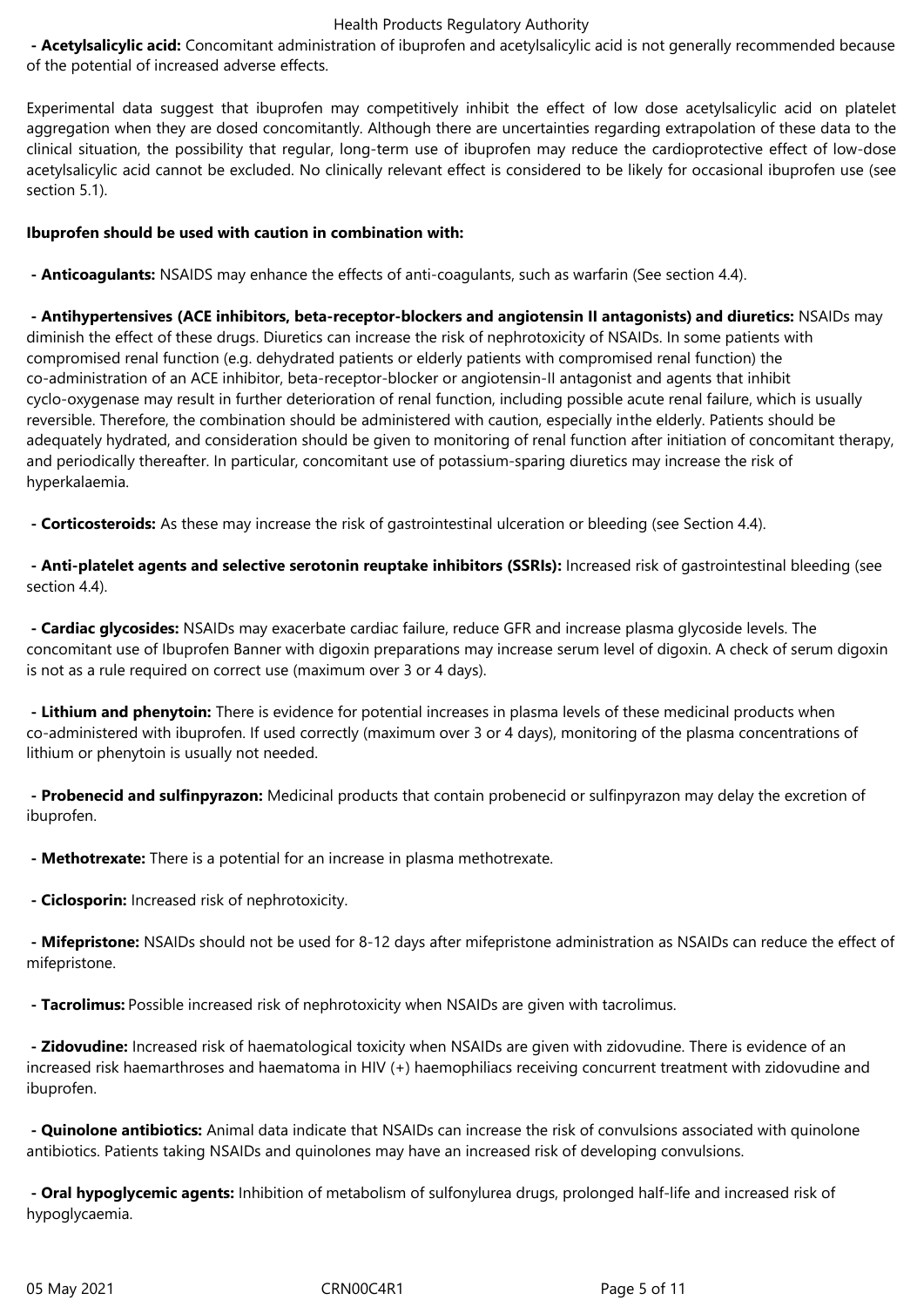- **Acetylsalicylic acid:** Concomitant administration of ibuprofen and acetylsalicylic acid is not generally recommended because of the potential of increased adverse effects.

Experimental data suggest that ibuprofen may competitively inhibit the effect of low dose acetylsalicylic acid on platelet aggregation when they are dosed concomitantly. Although there are uncertainties regarding extrapolation of these data to the clinical situation, the possibility that regular, long-term use of ibuprofen may reduce the cardioprotective effect of low-dose acetylsalicylic acid cannot be excluded. No clinically relevant effect is considered to be likely for occasional ibuprofen use (see section 5.1).

**Ibuprofen should be used with caution in combination with:**

- **Anticoagulants:** NSAIDS may enhance the effects of anti-coagulants, such as warfarin (See section 4.4).

- **Antihypertensives (ACE inhibitors, beta-receptor-blockers and angiotensin II antagonists) and diuretics:** NSAIDs may diminish the effect of these drugs. Diuretics can increase the risk of nephrotoxicity of NSAIDs. In some patients with compromised renal function (e.g. dehydrated patients or elderly patients with compromised renal function) the co-administration of an ACE inhibitor, beta-receptor-blocker or angiotensin-II antagonist and agents that inhibit cyclo-oxygenase may result in further deterioration of renal function, including possible acute renal failure, which is usually reversible. Therefore, the combination should be administered with caution, especially inthe elderly. Patients should be adequately hydrated, and consideration should be given to monitoring of renal function after initiation of concomitant therapy, and periodically thereafter. In particular, concomitant use of potassium-sparing diuretics may increase the risk of hyperkalaemia.

- **Corticosteroids:** As these may increase the risk of gastrointestinal ulceration or bleeding (see Section 4.4).

- **Anti-platelet agents and selective serotonin reuptake inhibitors (SSRIs):** Increased risk of gastrointestinal bleeding (see section 4.4).

- **Cardiac glycosides:** NSAIDs may exacerbate cardiac failure, reduce GFR and increase plasma glycoside levels. The concomitant use of Ibuprofen Banner with digoxin preparations may increase serum level of digoxin. A check of serum digoxin is not as a rule required on correct use (maximum over 3 or 4 days).

- **Lithium and phenytoin:** There is evidence for potential increases in plasma levels of these medicinal products when co-administered with ibuprofen. If used correctly (maximum over 3 or 4 days), monitoring of the plasma concentrations of lithium or phenytoin is usually not needed.

- **Probenecid and sulfinpyrazon:** Medicinal products that contain probenecid or sulfinpyrazon may delay the excretion of ibuprofen.

- **Methotrexate:** There is a potential for an increase in plasma methotrexate.

- **Ciclosporin:** Increased risk of nephrotoxicity.

- **Mifepristone:** NSAIDs should not be used for 8-12 days after mifepristone administration as NSAIDs can reduce the effect of mifepristone.

- **Tacrolimus:** Possible increased risk of nephrotoxicity when NSAIDs are given with tacrolimus.

- **Zidovudine:** Increased risk of haematological toxicity when NSAIDs are given with zidovudine. There is evidence of an increased risk haemarthroses and haematoma in HIV (+) haemophiliacs receiving concurrent treatment with zidovudine and ibuprofen.

- **Quinolone antibiotics:** Animal data indicate that NSAIDs can increase the risk of convulsions associated with quinolone antibiotics. Patients taking NSAIDs and quinolones may have an increased risk of developing convulsions.

- **Oral hypoglycemic agents:** Inhibition of metabolism of sulfonylurea drugs, prolonged half-life and increased risk of hypoglycaemia.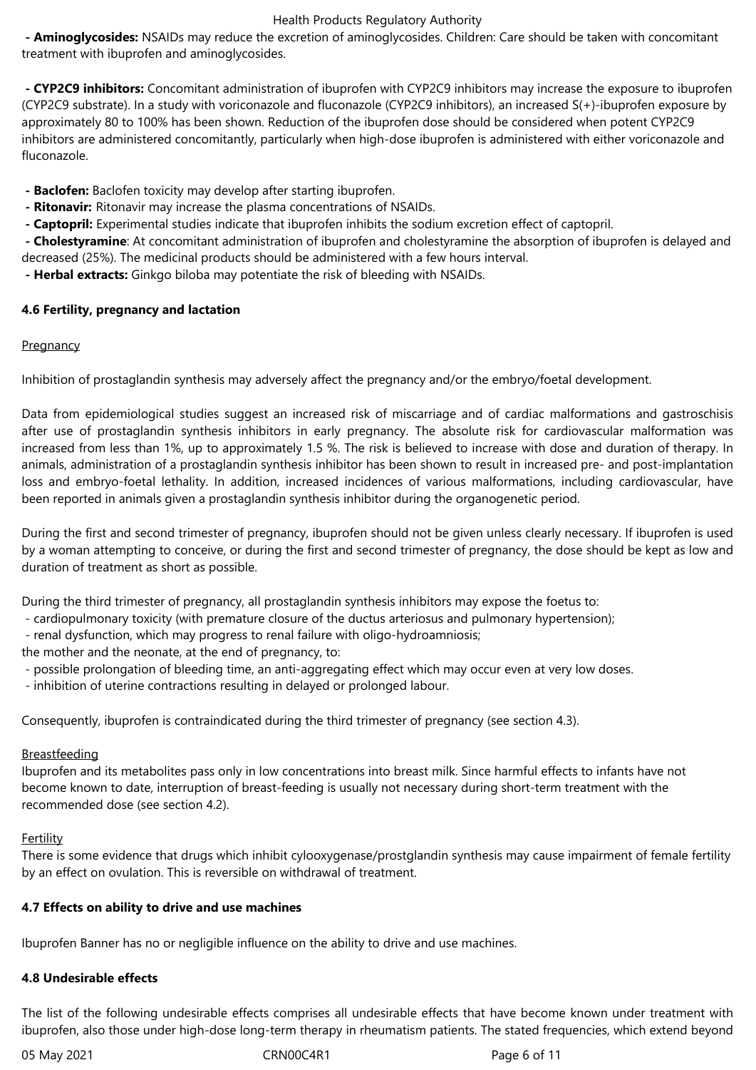- **Aminoglycosides:** NSAIDs may reduce the excretion of aminoglycosides. Children: Care should be taken with concomitant treatment with ibuprofen and aminoglycosides.

- **CYP2C9 inhibitors:** Concomitant administration of ibuprofen with CYP2C9 inhibitors may increase the exposure to ibuprofen (CYP2C9 substrate). In a study with voriconazole and fluconazole (CYP2C9 inhibitors), an increased S(+)-ibuprofen exposure by approximately 80 to 100% has been shown. Reduction of the ibuprofen dose should be considered when potent CYP2C9 inhibitors are administered concomitantly, particularly when high-dose ibuprofen is administered with either voriconazole and fluconazole.

- **Baclofen:** Baclofen toxicity may develop after starting ibuprofen.
- **Ritonavir:** Ritonavir may increase the plasma concentrations of NSAIDs.
- **Captopril:** Experimental studies indicate that ibuprofen inhibits the sodium excretion effect of captopril.
- **Cholestyramine**: At concomitant administration of ibuprofen and cholestyramine the absorption of ibuprofen is delayed and decreased (25%). The medicinal products should be administered with a few hours interval.
- **Herbal extracts:** Ginkgo biloba may potentiate the risk of bleeding with NSAIDs.

### 4.6 Fertility, pregnancy and lactation

Pregnancy

Inhibition of prostaglandin synthesis may adversely affect the pregnancy and/or the embryo/foetal development.

Data from epidemiological studies suggest an increased risk of miscarriage and of cardiac malformations and gastroschisis after use of prostaglandin synthesis inhibitors in early pregnancy. The absolute risk for cardiovascular malformation was increased from less than 1%, up to approximately 1.5 %. The risk is believed to increase with dose and duration of therapy. In animals, administration of a prostaglandin synthesis inhibitor has been shown to result in increased pre- and post-implantation loss and embryo-foetal lethality. In addition, increased incidences of various malformations, including cardiovascular, have been reported in animals given a prostaglandin synthesis inhibitor during the organogenetic period.

During the first and second trimester of pregnancy, ibuprofen should not be given unless clearly necessary. If ibuprofen is used by a woman attempting to conceive, or during the first and second trimester of pregnancy, the dose should be kept as low and duration of treatment as short as possible.

During the third trimester of pregnancy, all prostaglandin synthesis inhibitors may expose the foetus to:
- cardiopulmonary toxicity (with premature closure of the ductus arteriosus and pulmonary hypertension);
- renal dysfunction, which may progress to renal failure with oligo-hydroamniosis;

the mother and the neonate, at the end of pregnancy, to:
- possible prolongation of bleeding time, an anti-aggregating effect which may occur even at very low doses.
- inhibition of uterine contractions resulting in delayed or prolonged labour.

Consequently, ibuprofen is contraindicated during the third trimester of pregnancy (see section 4.3).

Breastfeeding

Ibuprofen and its metabolites pass only in low concentrations into breast milk. Since harmful effects to infants have not become known to date, interruption of breast-feeding is usually not necessary during short-term treatment with the recommended dose (see section 4.2).

Fertility

There is some evidence that drugs which inhibit cylooxygenase/prostglandin synthesis may cause impairment of female fertility by an effect on ovulation. This is reversible on withdrawal of treatment.

### 4.7 Effects on ability to drive and use machines

Ibuprofen Banner has no or negligible influence on the ability to drive and use machines.

### 4.8 Undesirable effects

The list of the following undesirable effects comprises all undesirable effects that have become known under treatment with ibuprofen, also those under high-dose long-term therapy in rheumatism patients. The stated frequencies, which extend beyond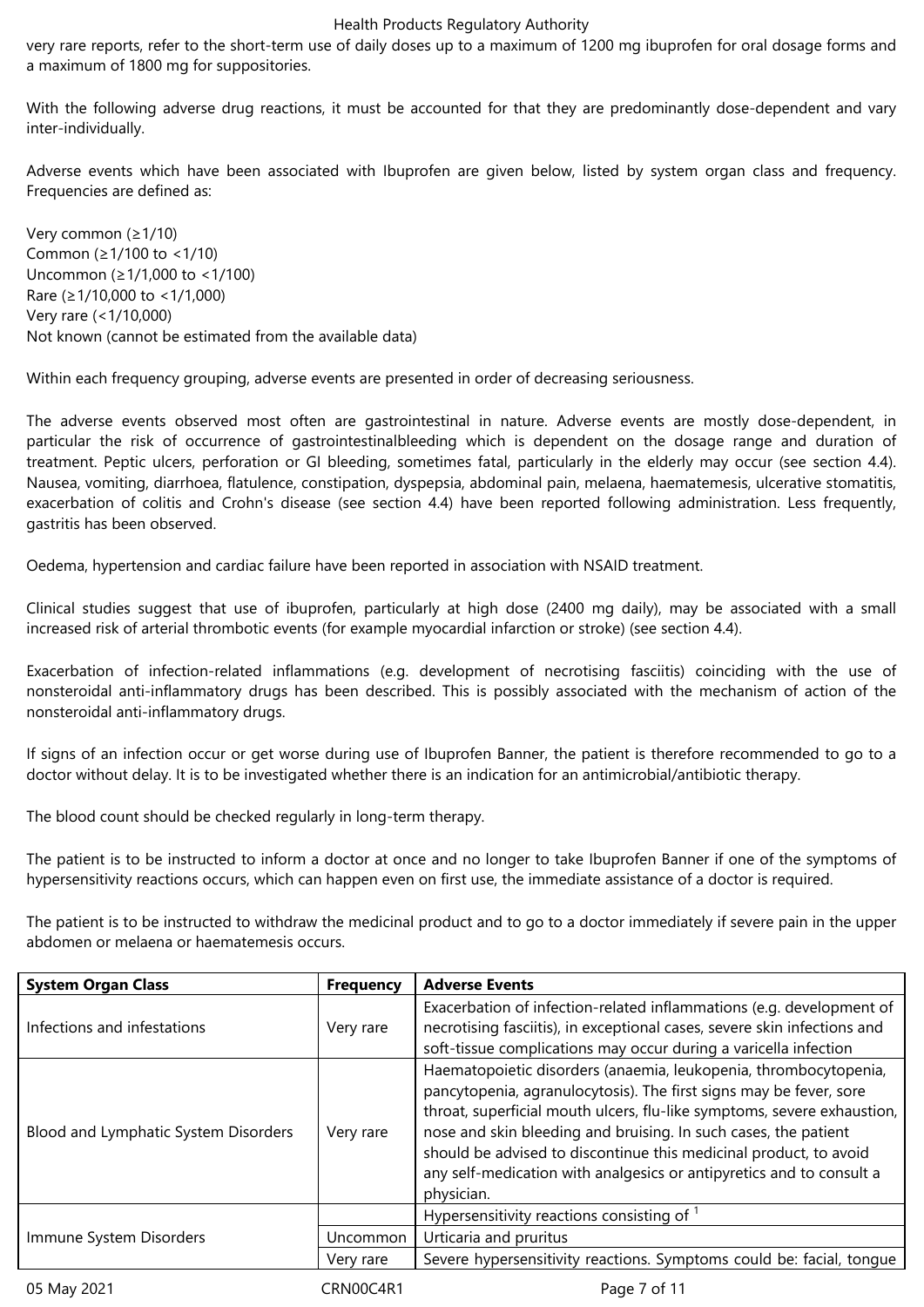very rare reports, refer to the short-term use of daily doses up to a maximum of 1200 mg ibuprofen for oral dosage forms and a maximum of 1800 mg for suppositories.

With the following adverse drug reactions, it must be accounted for that they are predominantly dose-dependent and vary inter-individually.

Adverse events which have been associated with Ibuprofen are given below, listed by system organ class and frequency. Frequencies are defined as:

Very common (≥1/10)
Common (≥1/100 to <1/10)
Uncommon (≥1/1,000 to <1/100)
Rare (≥1/10,000 to <1/1,000)
Very rare (<1/10,000)
Not known (cannot be estimated from the available data)

Within each frequency grouping, adverse events are presented in order of decreasing seriousness.

The adverse events observed most often are gastrointestinal in nature. Adverse events are mostly dose-dependent, in particular the risk of occurrence of gastrointestinalbleeding which is dependent on the dosage range and duration of treatment. Peptic ulcers, perforation or GI bleeding, sometimes fatal, particularly in the elderly may occur (see section 4.4). Nausea, vomiting, diarrhoea, flatulence, constipation, dyspepsia, abdominal pain, melaena, haematemesis, ulcerative stomatitis, exacerbation of colitis and Crohn's disease (see section 4.4) have been reported following administration. Less frequently, gastritis has been observed.

Oedema, hypertension and cardiac failure have been reported in association with NSAID treatment.

Clinical studies suggest that use of ibuprofen, particularly at high dose (2400 mg daily), may be associated with a small increased risk of arterial thrombotic events (for example myocardial infarction or stroke) (see section 4.4).

Exacerbation of infection-related inflammations (e.g. development of necrotising fasciitis) coinciding with the use of nonsteroidal anti-inflammatory drugs has been described. This is possibly associated with the mechanism of action of the nonsteroidal anti-inflammatory drugs.

If signs of an infection occur or get worse during use of Ibuprofen Banner, the patient is therefore recommended to go to a doctor without delay. It is to be investigated whether there is an indication for an antimicrobial/antibiotic therapy.

The blood count should be checked regularly in long-term therapy.

The patient is to be instructed to inform a doctor at once and no longer to take Ibuprofen Banner if one of the symptoms of hypersensitivity reactions occurs, which can happen even on first use, the immediate assistance of a doctor is required.

The patient is to be instructed to withdraw the medicinal product and to go to a doctor immediately if severe pain in the upper abdomen or melaena or haematemesis occurs.

| System Organ Class | Frequency | Adverse Events |
|---|---|---|
| Infections and infestations | Very rare | Exacerbation of infection-related inflammations (e.g. development of necrotising fasciitis), in exceptional cases, severe skin infections and soft-tissue complications may occur during a varicella infection |
| Blood and Lymphatic System Disorders | Very rare | Haematopoietic disorders (anaemia, leukopenia, thrombocytopenia, pancytopenia, agranulocytosis). The first signs may be fever, sore throat, superficial mouth ulcers, flu-like symptoms, severe exhaustion, nose and skin bleeding and bruising. In such cases, the patient should be advised to discontinue this medicinal product, to avoid any self-medication with analgesics or antipyretics and to consult a physician. |
| Immune System Disorders | | Hypersensitivity reactions consisting of [1] |
| | Uncommon | Urticaria and pruritus |
| | Very rare | Severe hypersensitivity reactions. Symptoms could be: facial, tongue |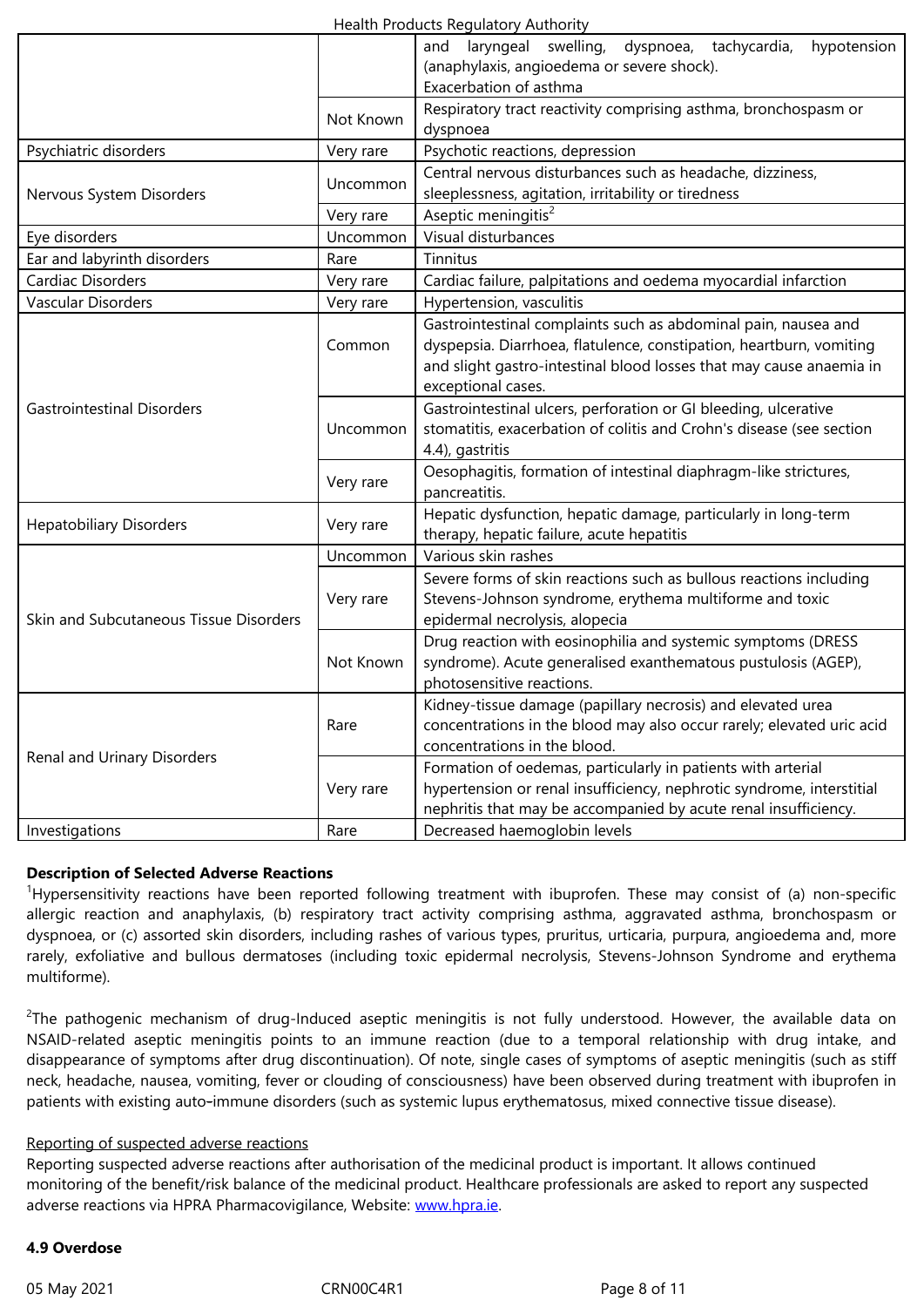| | | |
|---|---|---|
| | | and laryngeal swelling, dyspnoea, tachycardia, hypotension (anaphylaxis, angioedema or severe shock).<br>Exacerbation of asthma |
| | Not Known | Respiratory tract reactivity comprising asthma, bronchospasm or dyspnoea |
| Psychiatric disorders | Very rare | Psychotic reactions, depression |
| Nervous System Disorders | Uncommon | Central nervous disturbances such as headache, dizziness, sleeplessness, agitation, irritability or tiredness |
| | Very rare | Aseptic meningitis[2] |
| Eye disorders | Uncommon | Visual disturbances |
| Ear and labyrinth disorders | Rare | Tinnitus |
| Cardiac Disorders | Very rare | Cardiac failure, palpitations and oedema myocardial infarction |
| Vascular Disorders | Very rare | Hypertension, vasculitis |
| Gastrointestinal Disorders | Common | Gastrointestinal complaints such as abdominal pain, nausea and dyspepsia. Diarrhoea, flatulence, constipation, heartburn, vomiting and slight gastro-intestinal blood losses that may cause anaemia in exceptional cases. |
| | Uncommon | Gastrointestinal ulcers, perforation or GI bleeding, ulcerative stomatitis, exacerbation of colitis and Crohn's disease (see section 4.4), gastritis |
| | Very rare | Oesophagitis, formation of intestinal diaphragm-like strictures, pancreatitis. |
| Hepatobiliary Disorders | Very rare | Hepatic dysfunction, hepatic damage, particularly in long-term therapy, hepatic failure, acute hepatitis |
| Skin and Subcutaneous Tissue Disorders | Uncommon | Various skin rashes |
| | Very rare | Severe forms of skin reactions such as bullous reactions including Stevens-Johnson syndrome, erythema multiforme and toxic epidermal necrolysis, alopecia |
| | Not Known | Drug reaction with eosinophilia and systemic symptoms (DRESS syndrome). Acute generalised exanthematous pustulosis (AGEP), photosensitive reactions. |
| Renal and Urinary Disorders | Rare | Kidney-tissue damage (papillary necrosis) and elevated urea concentrations in the blood may also occur rarely; elevated uric acid concentrations in the blood. |
| | Very rare | Formation of oedemas, particularly in patients with arterial hypertension or renal insufficiency, nephrotic syndrome, interstitial nephritis that may be accompanied by acute renal insufficiency. |
| Investigations | Rare | Decreased haemoglobin levels |

**Description of Selected Adverse Reactions**

[1]Hypersensitivity reactions have been reported following treatment with ibuprofen. These may consist of (a) non-specific allergic reaction and anaphylaxis, (b) respiratory tract activity comprising asthma, aggravated asthma, bronchospasm or dyspnoea, or (c) assorted skin disorders, including rashes of various types, pruritus, urticaria, purpura, angioedema and, more rarely, exfoliative and bullous dermatoses (including toxic epidermal necrolysis, Stevens-Johnson Syndrome and erythema multiforme).

[2]The pathogenic mechanism of drug-Induced aseptic meningitis is not fully understood. However, the available data on NSAID-related aseptic meningitis points to an immune reaction (due to a temporal relationship with drug intake, and disappearance of symptoms after drug discontinuation). Of note, single cases of symptoms of aseptic meningitis (such as stiff neck, headache, nausea, vomiting, fever or clouding of consciousness) have been observed during treatment with ibuprofen in patients with existing auto-immune disorders (such as systemic lupus erythematosus, mixed connective tissue disease).

Reporting of suspected adverse reactions

Reporting suspected adverse reactions after authorisation of the medicinal product is important. It allows continued monitoring of the benefit/risk balance of the medicinal product. Healthcare professionals are asked to report any suspected adverse reactions via HPRA Pharmacovigilance, Website: www.hpra.ie.

**4.9 Overdose**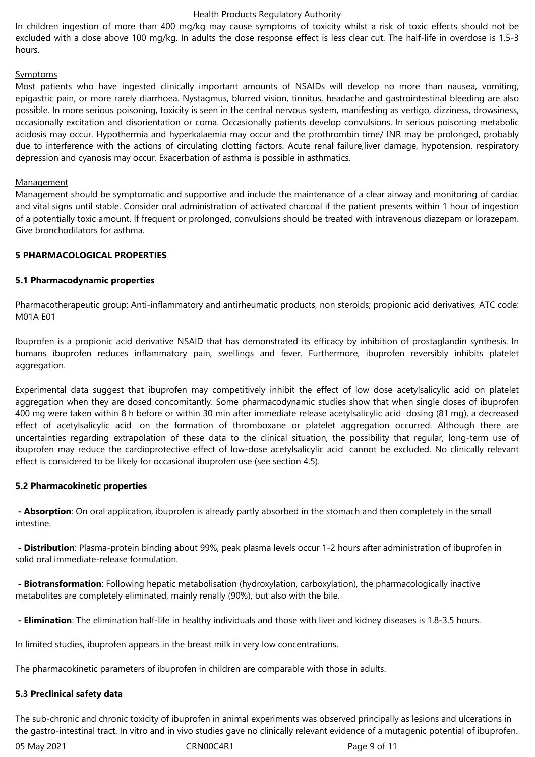In children ingestion of more than 400 mg/kg may cause symptoms of toxicity whilst a risk of toxic effects should not be excluded with a dose above 100 mg/kg. In adults the dose response effect is less clear cut. The half-life in overdose is 1.5-3 hours.

Symptoms

Most patients who have ingested clinically important amounts of NSAIDs will develop no more than nausea, vomiting, epigastric pain, or more rarely diarrhoea. Nystagmus, blurred vision, tinnitus, headache and gastrointestinal bleeding are also possible. In more serious poisoning, toxicity is seen in the central nervous system, manifesting as vertigo, dizziness, drowsiness, occasionally excitation and disorientation or coma. Occasionally patients develop convulsions. In serious poisoning metabolic acidosis may occur. Hypothermia and hyperkalaemia may occur and the prothrombin time/ INR may be prolonged, probably due to interference with the actions of circulating clotting factors. Acute renal failure,liver damage, hypotension, respiratory depression and cyanosis may occur. Exacerbation of asthma is possible in asthmatics.

Management

Management should be symptomatic and supportive and include the maintenance of a clear airway and monitoring of cardiac and vital signs until stable. Consider oral administration of activated charcoal if the patient presents within 1 hour of ingestion of a potentially toxic amount. If frequent or prolonged, convulsions should be treated with intravenous diazepam or lorazepam. Give bronchodilators for asthma.

## 5 PHARMACOLOGICAL PROPERTIES

### 5.1 Pharmacodynamic properties

Pharmacotherapeutic group: Anti-inflammatory and antirheumatic products, non steroids; propionic acid derivatives, ATC code: M01A E01

Ibuprofen is a propionic acid derivative NSAID that has demonstrated its efficacy by inhibition of prostaglandin synthesis. In humans ibuprofen reduces inflammatory pain, swellings and fever. Furthermore, ibuprofen reversibly inhibits platelet aggregation.

Experimental data suggest that ibuprofen may competitively inhibit the effect of low dose acetylsalicylic acid on platelet aggregation when they are dosed concomitantly. Some pharmacodynamic studies show that when single doses of ibuprofen 400 mg were taken within 8 h before or within 30 min after immediate release acetylsalicylic acid dosing (81 mg), a decreased effect of acetylsalicylic acid on the formation of thromboxane or platelet aggregation occurred. Although there are uncertainties regarding extrapolation of these data to the clinical situation, the possibility that regular, long-term use of ibuprofen may reduce the cardioprotective effect of low-dose acetylsalicylic acid cannot be excluded. No clinically relevant effect is considered to be likely for occasional ibuprofen use (see section 4.5).

### 5.2 Pharmacokinetic properties

- **Absorption**: On oral application, ibuprofen is already partly absorbed in the stomach and then completely in the small intestine.

- **Distribution**: Plasma-protein binding about 99%, peak plasma levels occur 1-2 hours after administration of ibuprofen in solid oral immediate-release formulation.

- **Biotransformation**: Following hepatic metabolisation (hydroxylation, carboxylation), the pharmacologically inactive metabolites are completely eliminated, mainly renally (90%), but also with the bile.

- **Elimination**: The elimination half-life in healthy individuals and those with liver and kidney diseases is 1.8-3.5 hours.

In limited studies, ibuprofen appears in the breast milk in very low concentrations.

The pharmacokinetic parameters of ibuprofen in children are comparable with those in adults.

### 5.3 Preclinical safety data

The sub-chronic and chronic toxicity of ibuprofen in animal experiments was observed principally as lesions and ulcerations in the gastro-intestinal tract. In vitro and in vivo studies gave no clinically relevant evidence of a mutagenic potential of ibuprofen.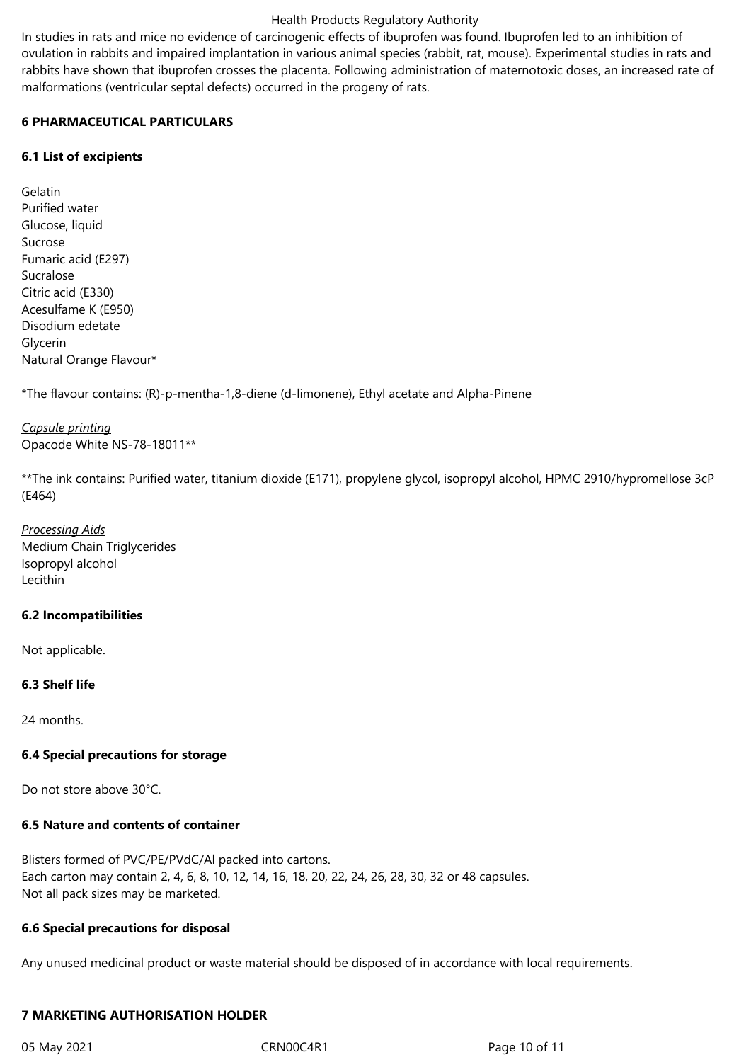In studies in rats and mice no evidence of carcinogenic effects of ibuprofen was found. Ibuprofen led to an inhibition of ovulation in rabbits and impaired implantation in various animal species (rabbit, rat, mouse). Experimental studies in rats and rabbits have shown that ibuprofen crosses the placenta. Following administration of maternotoxic doses, an increased rate of malformations (ventricular septal defects) occurred in the progeny of rats.

## 6 PHARMACEUTICAL PARTICULARS

### 6.1 List of excipients

Gelatin
Purified water
Glucose, liquid
Sucrose
Fumaric acid (E297)
Sucralose
Citric acid (E330)
Acesulfame K (E950)
Disodium edetate
Glycerin
Natural Orange Flavour*

*The flavour contains: (R)-p-mentha-1,8-diene (d-limonene), Ethyl acetate and Alpha-Pinene

*Capsule printing*
Opacode White NS-78-18011**

**The ink contains: Purified water, titanium dioxide (E171), propylene glycol, isopropyl alcohol, HPMC 2910/hypromellose 3cP (E464)

*Processing Aids*
Medium Chain Triglycerides
Isopropyl alcohol
Lecithin

### 6.2 Incompatibilities

Not applicable.

### 6.3 Shelf life

24 months.

### 6.4 Special precautions for storage

Do not store above 30°C.

### 6.5 Nature and contents of container

Blisters formed of PVC/PE/PVdC/Al packed into cartons.
Each carton may contain 2, 4, 6, 8, 10, 12, 14, 16, 18, 20, 22, 24, 26, 28, 30, 32 or 48 capsules.
Not all pack sizes may be marketed.

### 6.6 Special precautions for disposal

Any unused medicinal product or waste material should be disposed of in accordance with local requirements.

## 7 MARKETING AUTHORISATION HOLDER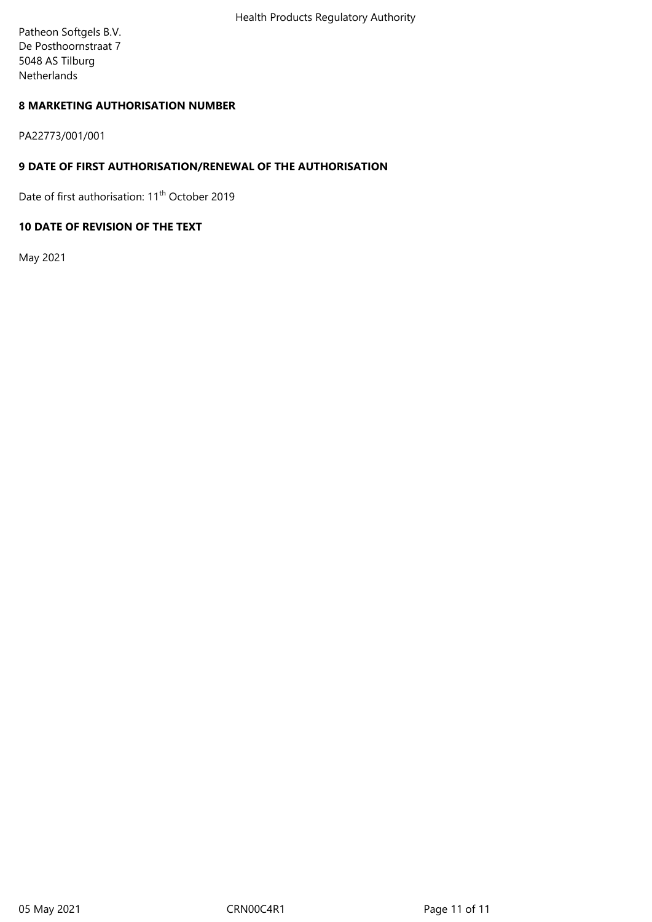Patheon Softgels B.V.
De Posthoornstraat 7
5048 AS Tilburg
Netherlands

**8 MARKETING AUTHORISATION NUMBER**

PA22773/001/001

**9 DATE OF FIRST AUTHORISATION/RENEWAL OF THE AUTHORISATION**

Date of first authorisation: 11th October 2019

**10 DATE OF REVISION OF THE TEXT**

May 2021